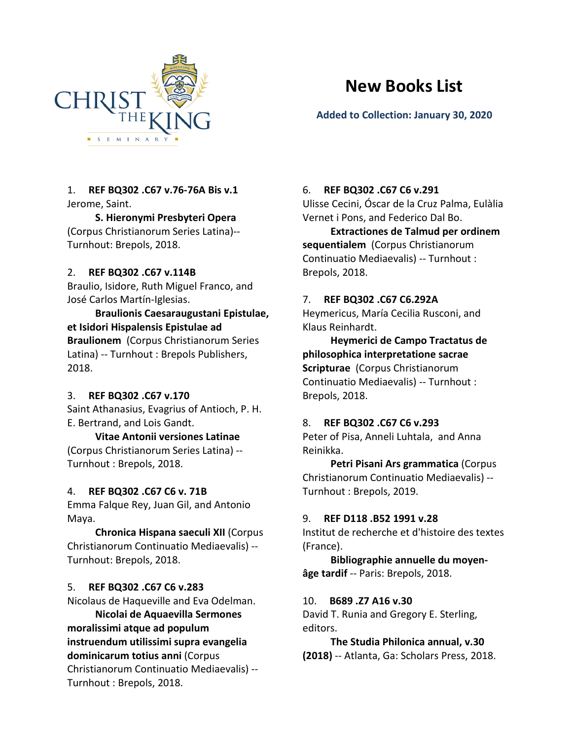CHRIST THE KING SEMINARY

# New Books List

**Added to Collection: January 30, 2020**

1. **REF BQ302 .C67 v.76-76A Bis v.1**
Jerome, Saint.
**S. Hieronymi Presbyteri Opera** (Corpus Christianorum Series Latina)-- Turnhout: Brepols, 2018.

2. **REF BQ302 .C67 v.114B**
Braulio, Isidore, Ruth Miguel Franco, and José Carlos Martín-Iglesias.
**Braulionis Caesaraugustani Epistulae, et Isidori Hispalensis Epistulae ad Braulionem** (Corpus Christianorum Series Latina) -- Turnhout : Brepols Publishers, 2018.

3. **REF BQ302 .C67 v.170**
Saint Athanasius, Evagrius of Antioch, P. H. E. Bertrand, and Lois Gandt.
**Vitae Antonii versiones Latinae** (Corpus Christianorum Series Latina) -- Turnhout : Brepols, 2018.

4. **REF BQ302 .C67 C6 v. 71B**
Emma Falque Rey, Juan Gil, and Antonio Maya.
**Chronica Hispana saeculi XII** (Corpus Christianorum Continuatio Mediaevalis) -- Turnhout: Brepols, 2018.

5. **REF BQ302 .C67 C6 v.283**
Nicolaus de Haqueville and Eva Odelman.
**Nicolai de Aquaevilla Sermones moralissimi atque ad populum instruendum utilissimi supra evangelia dominicarum totius anni** (Corpus Christianorum Continuatio Mediaevalis) -- Turnhout : Brepols, 2018.

6. **REF BQ302 .C67 C6 v.291**
Ulisse Cecini, Óscar de la Cruz Palma, Eulàlia Vernet i Pons, and Federico Dal Bo.
**Extractiones de Talmud per ordinem sequentialem** (Corpus Christianorum Continuatio Mediaevalis) -- Turnhout : Brepols, 2018.

7. **REF BQ302 .C67 C6.292A**
Heymericus, María Cecilia Rusconi, and Klaus Reinhardt.
**Heymerici de Campo Tractatus de philosophica interpretatione sacrae Scripturae** (Corpus Christianorum Continuatio Mediaevalis) -- Turnhout : Brepols, 2018.

8. **REF BQ302 .C67 C6 v.293**
Peter of Pisa, Anneli Luhtala, and Anna Reinikka.
**Petri Pisani Ars grammatica** (Corpus Christianorum Continuatio Mediaevalis) -- Turnhout : Brepols, 2019.

9. **REF D118 .B52 1991 v.28**
Institut de recherche et d'histoire des textes (France).
**Bibliographie annuelle du moyen-âge tardif** -- Paris: Brepols, 2018.

10. **B689 .Z7 A16 v.30**
David T. Runia and Gregory E. Sterling, editors.
**The Studia Philonica annual, v.30 (2018)** -- Atlanta, Ga: Scholars Press, 2018.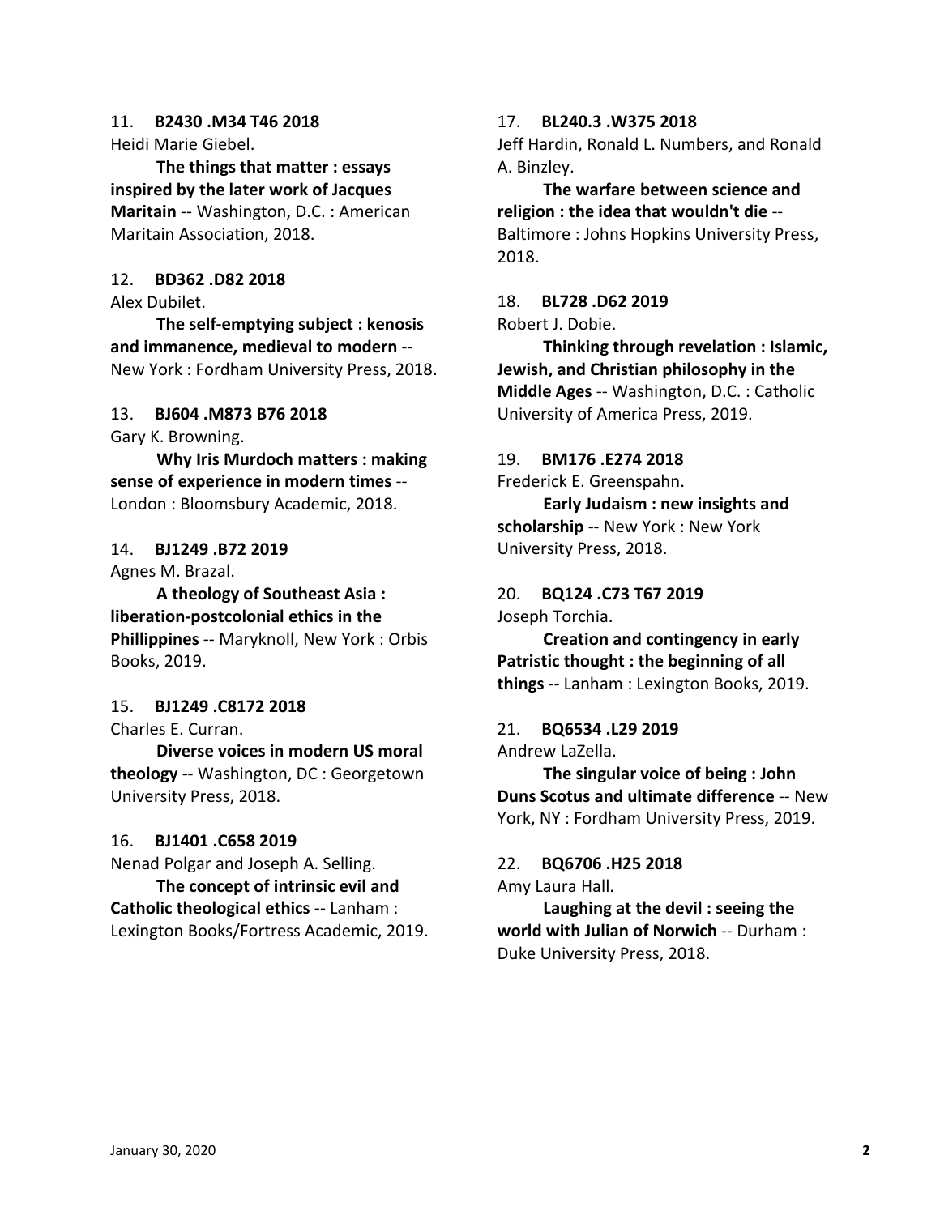11. **B2430 .M34 T46 2018**
Heidi Marie Giebel.
**The things that matter : essays inspired by the later work of Jacques Maritain** -- Washington, D.C. : American Maritain Association, 2018.

12. **BD362 .D82 2018**
Alex Dubilet.
**The self-emptying subject : kenosis and immanence, medieval to modern** -- New York : Fordham University Press, 2018.

13. **BJ604 .M873 B76 2018**
Gary K. Browning.
**Why Iris Murdoch matters : making sense of experience in modern times** -- London : Bloomsbury Academic, 2018.

14. **BJ1249 .B72 2019**
Agnes M. Brazal.
**A theology of Southeast Asia : liberation-postcolonial ethics in the Phillippines** -- Maryknoll, New York : Orbis Books, 2019.

15. **BJ1249 .C8172 2018**
Charles E. Curran.
**Diverse voices in modern US moral theology** -- Washington, DC : Georgetown University Press, 2018.

16. **BJ1401 .C658 2019**
Nenad Polgar and Joseph A. Selling.
**The concept of intrinsic evil and Catholic theological ethics** -- Lanham : Lexington Books/Fortress Academic, 2019.

17. **BL240.3 .W375 2018**
Jeff Hardin, Ronald L. Numbers, and Ronald A. Binzley.
**The warfare between science and religion : the idea that wouldn't die** -- Baltimore : Johns Hopkins University Press, 2018.

18. **BL728 .D62 2019**
Robert J. Dobie.
**Thinking through revelation : Islamic, Jewish, and Christian philosophy in the Middle Ages** -- Washington, D.C. : Catholic University of America Press, 2019.

19. **BM176 .E274 2018**
Frederick E. Greenspahn.
**Early Judaism : new insights and scholarship** -- New York : New York University Press, 2018.

20. **BQ124 .C73 T67 2019**
Joseph Torchia.
**Creation and contingency in early Patristic thought : the beginning of all things** -- Lanham : Lexington Books, 2019.

21. **BQ6534 .L29 2019**
Andrew LaZella.
**The singular voice of being : John Duns Scotus and ultimate difference** -- New York, NY : Fordham University Press, 2019.

22. **BQ6706 .H25 2018**
Amy Laura Hall.
**Laughing at the devil : seeing the world with Julian of Norwich** -- Durham : Duke University Press, 2018.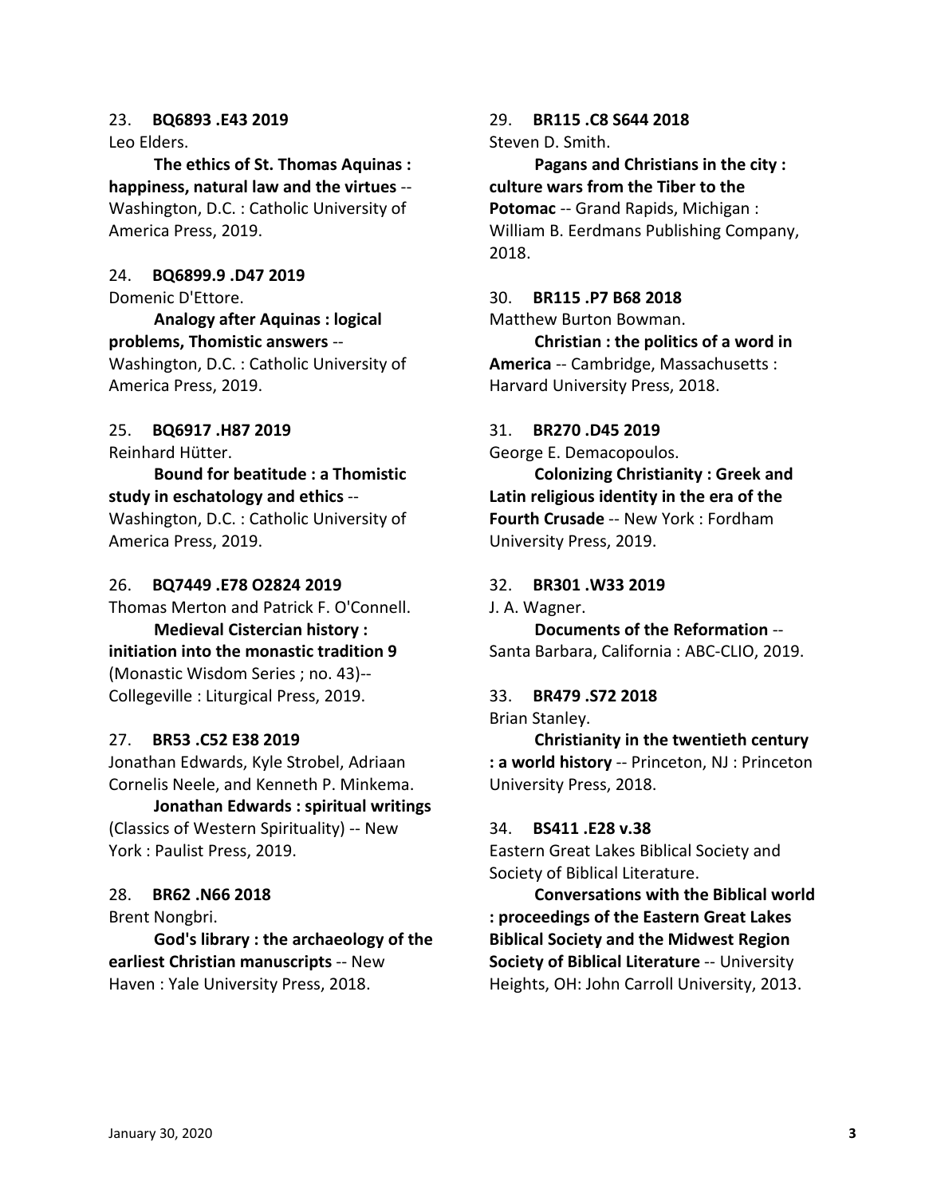23. **BQ6893 .E43 2019**
Leo Elders.
**The ethics of St. Thomas Aquinas : happiness, natural law and the virtues** -- Washington, D.C. : Catholic University of America Press, 2019.

24. **BQ6899.9 .D47 2019**
Domenic D'Ettore.
**Analogy after Aquinas : logical problems, Thomistic answers** -- Washington, D.C. : Catholic University of America Press, 2019.

25. **BQ6917 .H87 2019**
Reinhard Hütter.
**Bound for beatitude : a Thomistic study in eschatology and ethics** -- Washington, D.C. : Catholic University of America Press, 2019.

26. **BQ7449 .E78 O2824 2019**
Thomas Merton and Patrick F. O'Connell.
**Medieval Cistercian history : initiation into the monastic tradition 9** (Monastic Wisdom Series ; no. 43)-- Collegeville : Liturgical Press, 2019.

27. **BR53 .C52 E38 2019**
Jonathan Edwards, Kyle Strobel, Adriaan Cornelis Neele, and Kenneth P. Minkema.
**Jonathan Edwards : spiritual writings** (Classics of Western Spirituality) -- New York : Paulist Press, 2019.

28. **BR62 .N66 2018**
Brent Nongbri.
**God's library : the archaeology of the earliest Christian manuscripts** -- New Haven : Yale University Press, 2018.

29. **BR115 .C8 S644 2018**
Steven D. Smith.
**Pagans and Christians in the city : culture wars from the Tiber to the Potomac** -- Grand Rapids, Michigan : William B. Eerdmans Publishing Company, 2018.

30. **BR115 .P7 B68 2018**
Matthew Burton Bowman.
**Christian : the politics of a word in America** -- Cambridge, Massachusetts : Harvard University Press, 2018.

31. **BR270 .D45 2019**
George E. Demacopoulos.
**Colonizing Christianity : Greek and Latin religious identity in the era of the Fourth Crusade** -- New York : Fordham University Press, 2019.

32. **BR301 .W33 2019**
J. A. Wagner.
**Documents of the Reformation** -- Santa Barbara, California : ABC-CLIO, 2019.

33. **BR479 .S72 2018**
Brian Stanley.
**Christianity in the twentieth century : a world history** -- Princeton, NJ : Princeton University Press, 2018.

34. **BS411 .E28 v.38**
Eastern Great Lakes Biblical Society and Society of Biblical Literature.
**Conversations with the Biblical world : proceedings of the Eastern Great Lakes Biblical Society and the Midwest Region Society of Biblical Literature** -- University Heights, OH: John Carroll University, 2013.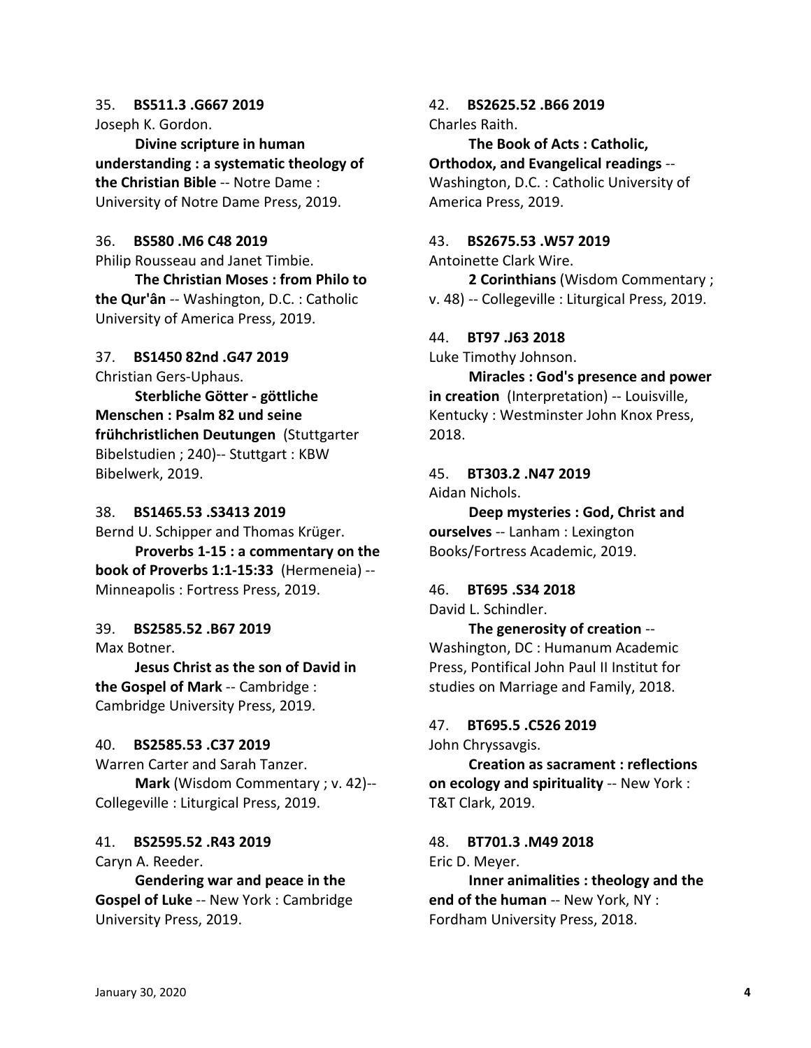35. **BS511.3 .G667 2019**
Joseph K. Gordon.
**Divine scripture in human understanding : a systematic theology of the Christian Bible** -- Notre Dame : University of Notre Dame Press, 2019.

36. **BS580 .M6 C48 2019**
Philip Rousseau and Janet Timbie.
**The Christian Moses : from Philo to the Qur'ân** -- Washington, D.C. : Catholic University of America Press, 2019.

37. **BS1450 82nd .G47 2019**
Christian Gers-Uphaus.
**Sterbliche Götter - göttliche Menschen : Psalm 82 und seine frühchristlichen Deutungen** (Stuttgarter Bibelstudien ; 240)-- Stuttgart : KBW Bibelwerk, 2019.

38. **BS1465.53 .S3413 2019**
Bernd U. Schipper and Thomas Krüger.
**Proverbs 1-15 : a commentary on the book of Proverbs 1:1-15:33** (Hermeneia) -- Minneapolis : Fortress Press, 2019.

39. **BS2585.52 .B67 2019**
Max Botner.
**Jesus Christ as the son of David in the Gospel of Mark** -- Cambridge : Cambridge University Press, 2019.

40. **BS2585.53 .C37 2019**
Warren Carter and Sarah Tanzer.
**Mark** (Wisdom Commentary ; v. 42)-- Collegeville : Liturgical Press, 2019.

41. **BS2595.52 .R43 2019**
Caryn A. Reeder.
**Gendering war and peace in the Gospel of Luke** -- New York : Cambridge University Press, 2019.

42. **BS2625.52 .B66 2019**
Charles Raith.
**The Book of Acts : Catholic, Orthodox, and Evangelical readings** -- Washington, D.C. : Catholic University of America Press, 2019.

43. **BS2675.53 .W57 2019**
Antoinette Clark Wire.
**2 Corinthians** (Wisdom Commentary ; v. 48) -- Collegeville : Liturgical Press, 2019.

44. **BT97 .J63 2018**
Luke Timothy Johnson.
**Miracles : God's presence and power in creation** (Interpretation) -- Louisville, Kentucky : Westminster John Knox Press, 2018.

45. **BT303.2 .N47 2019**
Aidan Nichols.
**Deep mysteries : God, Christ and ourselves** -- Lanham : Lexington Books/Fortress Academic, 2019.

46. **BT695 .S34 2018**
David L. Schindler.
**The generosity of creation** -- Washington, DC : Humanum Academic Press, Pontifical John Paul II Institut for studies on Marriage and Family, 2018.

47. **BT695.5 .C526 2019**
John Chryssavgis.
**Creation as sacrament : reflections on ecology and spirituality** -- New York : T&T Clark, 2019.

48. **BT701.3 .M49 2018**
Eric D. Meyer.
**Inner animalities : theology and the end of the human** -- New York, NY : Fordham University Press, 2018.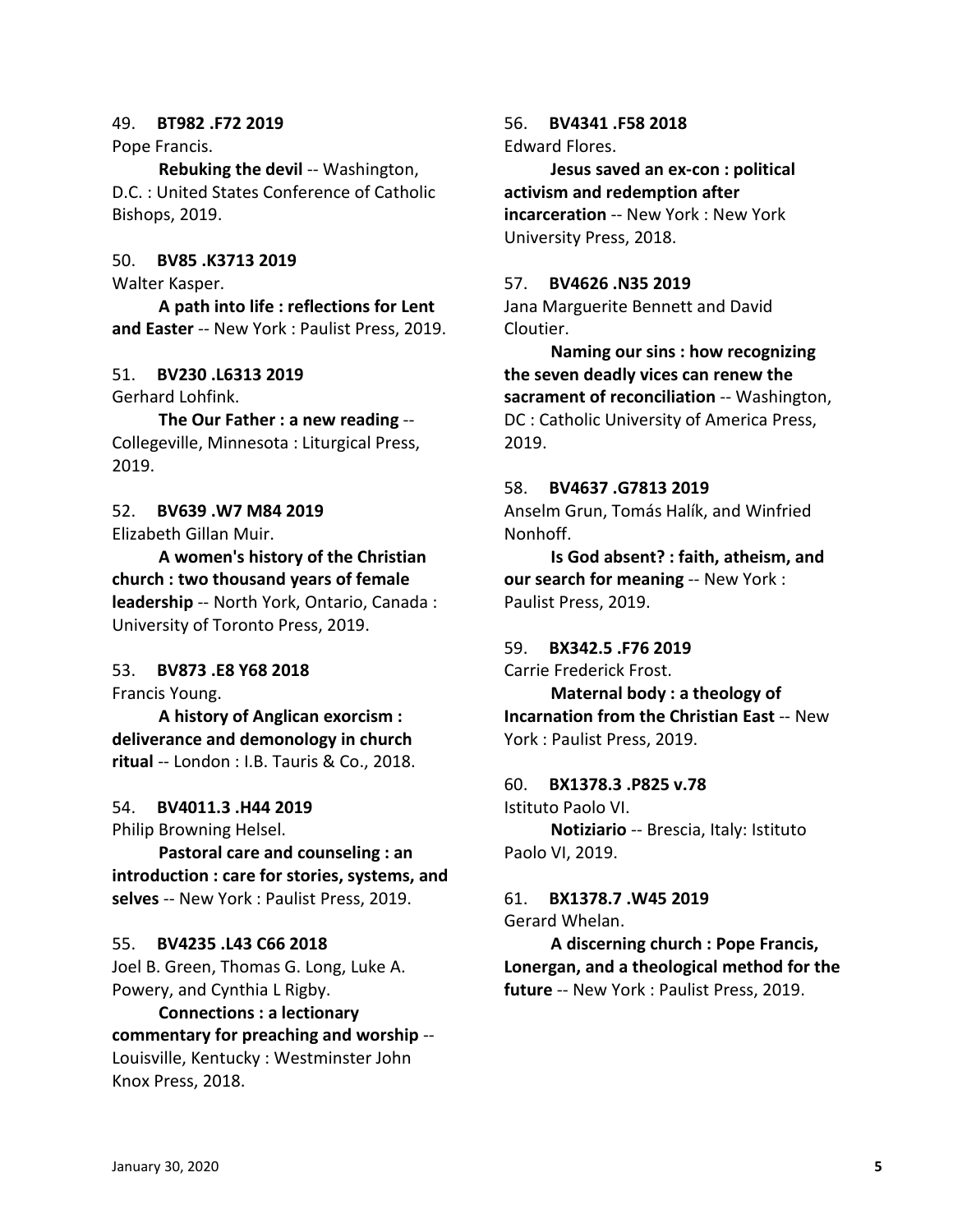49. **BT982 .F72 2019**
Pope Francis.
**Rebuking the devil** -- Washington, D.C. : United States Conference of Catholic Bishops, 2019.

50. **BV85 .K3713 2019**
Walter Kasper.
**A path into life : reflections for Lent and Easter** -- New York : Paulist Press, 2019.

51. **BV230 .L6313 2019**
Gerhard Lohfink.
**The Our Father : a new reading** -- Collegeville, Minnesota : Liturgical Press, 2019.

52. **BV639 .W7 M84 2019**
Elizabeth Gillan Muir.
**A women's history of the Christian church : two thousand years of female leadership** -- North York, Ontario, Canada : University of Toronto Press, 2019.

53. **BV873 .E8 Y68 2018**
Francis Young.
**A history of Anglican exorcism : deliverance and demonology in church ritual** -- London : I.B. Tauris & Co., 2018.

54. **BV4011.3 .H44 2019**
Philip Browning Helsel.
**Pastoral care and counseling : an introduction : care for stories, systems, and selves** -- New York : Paulist Press, 2019.

55. **BV4235 .L43 C66 2018**
Joel B. Green, Thomas G. Long, Luke A. Powery, and Cynthia L Rigby.
**Connections : a lectionary commentary for preaching and worship** -- Louisville, Kentucky : Westminster John Knox Press, 2018.

56. **BV4341 .F58 2018**
Edward Flores.
**Jesus saved an ex-con : political activism and redemption after incarceration** -- New York : New York University Press, 2018.

57. **BV4626 .N35 2019**
Jana Marguerite Bennett and David Cloutier.
**Naming our sins : how recognizing the seven deadly vices can renew the sacrament of reconciliation** -- Washington, DC : Catholic University of America Press, 2019.

58. **BV4637 .G7813 2019**
Anselm Grun, Tomás Halík, and Winfried Nonhoff.
**Is God absent? : faith, atheism, and our search for meaning** -- New York : Paulist Press, 2019.

59. **BX342.5 .F76 2019**
Carrie Frederick Frost.
**Maternal body : a theology of Incarnation from the Christian East** -- New York : Paulist Press, 2019.

60. **BX1378.3 .P825 v.78**
Istituto Paolo VI.
**Notiziario** -- Brescia, Italy: Istituto Paolo VI, 2019.

61. **BX1378.7 .W45 2019**
Gerard Whelan.
**A discerning church : Pope Francis, Lonergan, and a theological method for the future** -- New York : Paulist Press, 2019.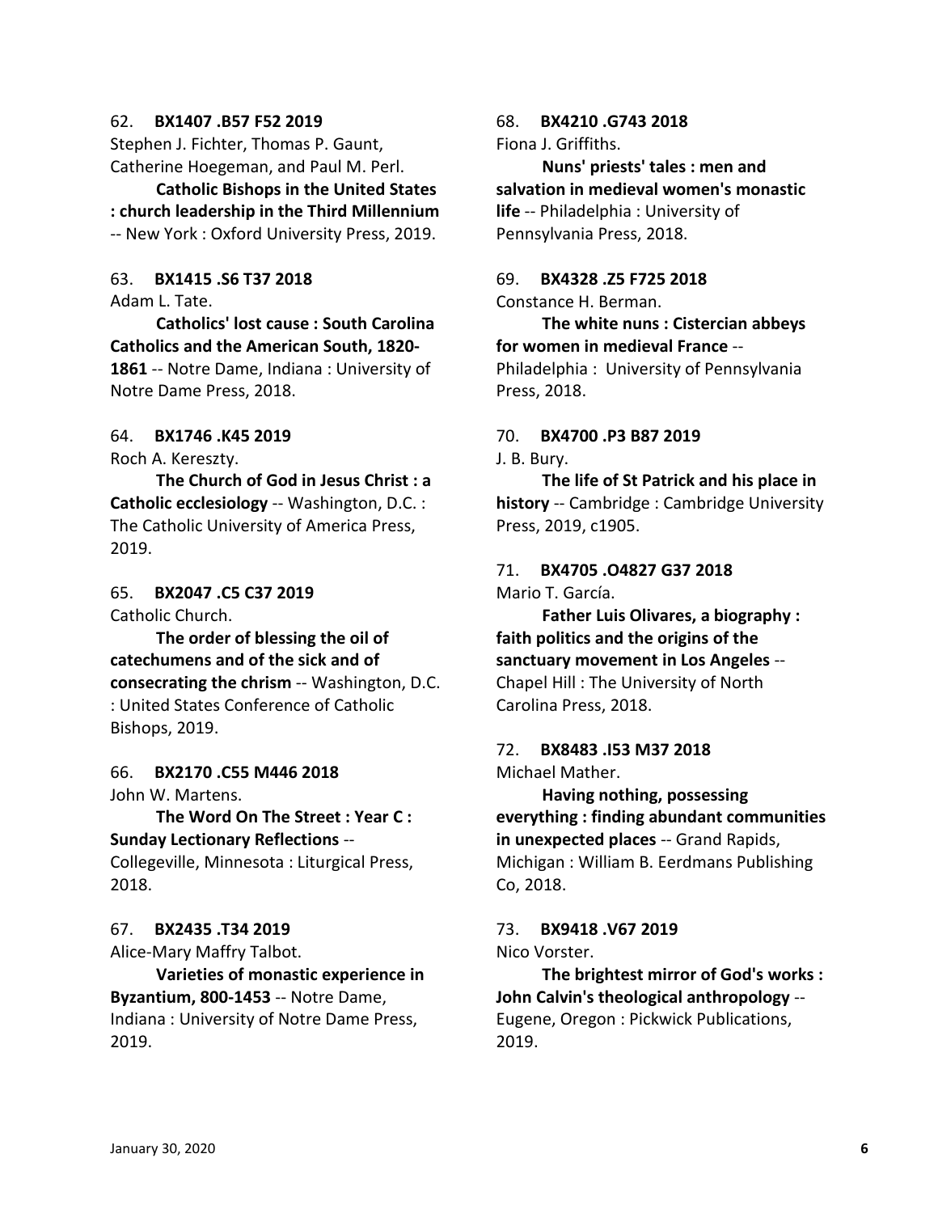62. **BX1407 .B57 F52 2019**
Stephen J. Fichter, Thomas P. Gaunt, Catherine Hoegeman, and Paul M. Perl.
**Catholic Bishops in the United States : church leadership in the Third Millennium** -- New York : Oxford University Press, 2019.

63. **BX1415 .S6 T37 2018**
Adam L. Tate.
**Catholics' lost cause : South Carolina Catholics and the American South, 1820-1861** -- Notre Dame, Indiana : University of Notre Dame Press, 2018.

64. **BX1746 .K45 2019**
Roch A. Kereszty.
**The Church of God in Jesus Christ : a Catholic ecclesiology** -- Washington, D.C. : The Catholic University of America Press, 2019.

65. **BX2047 .C5 C37 2019**
Catholic Church.
**The order of blessing the oil of catechumens and of the sick and of consecrating the chrism** -- Washington, D.C. : United States Conference of Catholic Bishops, 2019.

66. **BX2170 .C55 M446 2018**
John W. Martens.
**The Word On The Street : Year C : Sunday Lectionary Reflections** -- Collegeville, Minnesota : Liturgical Press, 2018.

67. **BX2435 .T34 2019**
Alice-Mary Maffry Talbot.
**Varieties of monastic experience in Byzantium, 800-1453** -- Notre Dame, Indiana : University of Notre Dame Press, 2019.

68. **BX4210 .G743 2018**
Fiona J. Griffiths.
**Nuns' priests' tales : men and salvation in medieval women's monastic life** -- Philadelphia : University of Pennsylvania Press, 2018.

69. **BX4328 .Z5 F725 2018**
Constance H. Berman.
**The white nuns : Cistercian abbeys for women in medieval France** -- Philadelphia : University of Pennsylvania Press, 2018.

70. **BX4700 .P3 B87 2019**
J. B. Bury.
**The life of St Patrick and his place in history** -- Cambridge : Cambridge University Press, 2019, c1905.

71. **BX4705 .O4827 G37 2018**
Mario T. García.
**Father Luis Olivares, a biography : faith politics and the origins of the sanctuary movement in Los Angeles** -- Chapel Hill : The University of North Carolina Press, 2018.

72. **BX8483 .I53 M37 2018**
Michael Mather.
**Having nothing, possessing everything : finding abundant communities in unexpected places** -- Grand Rapids, Michigan : William B. Eerdmans Publishing Co, 2018.

73. **BX9418 .V67 2019**
Nico Vorster.
**The brightest mirror of God's works : John Calvin's theological anthropology** -- Eugene, Oregon : Pickwick Publications, 2019.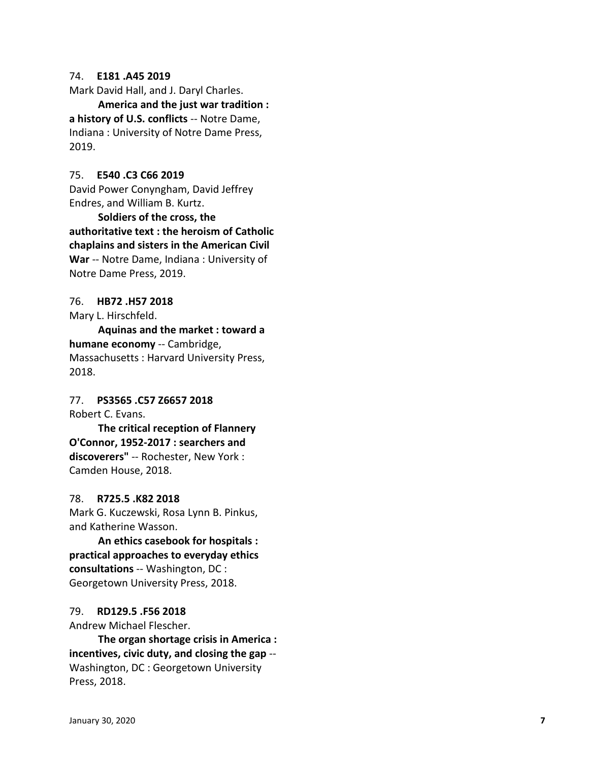74. **E181 .A45 2019**
Mark David Hall, and J. Daryl Charles.
**America and the just war tradition : a history of U.S. conflicts** -- Notre Dame, Indiana : University of Notre Dame Press, 2019.

75. **E540 .C3 C66 2019**
David Power Conyngham, David Jeffrey Endres, and William B. Kurtz.
**Soldiers of the cross, the authoritative text : the heroism of Catholic chaplains and sisters in the American Civil War** -- Notre Dame, Indiana : University of Notre Dame Press, 2019.

76. **HB72 .H57 2018**
Mary L. Hirschfeld.
**Aquinas and the market : toward a humane economy** -- Cambridge, Massachusetts : Harvard University Press, 2018.

77. **PS3565 .C57 Z6657 2018**
Robert C. Evans.
**The critical reception of Flannery O'Connor, 1952-2017 : searchers and discoverers"** -- Rochester, New York : Camden House, 2018.

78. **R725.5 .K82 2018**
Mark G. Kuczewski, Rosa Lynn B. Pinkus, and Katherine Wasson.
**An ethics casebook for hospitals : practical approaches to everyday ethics consultations** -- Washington, DC : Georgetown University Press, 2018.

79. **RD129.5 .F56 2018**
Andrew Michael Flescher.
**The organ shortage crisis in America : incentives, civic duty, and closing the gap** -- Washington, DC : Georgetown University Press, 2018.